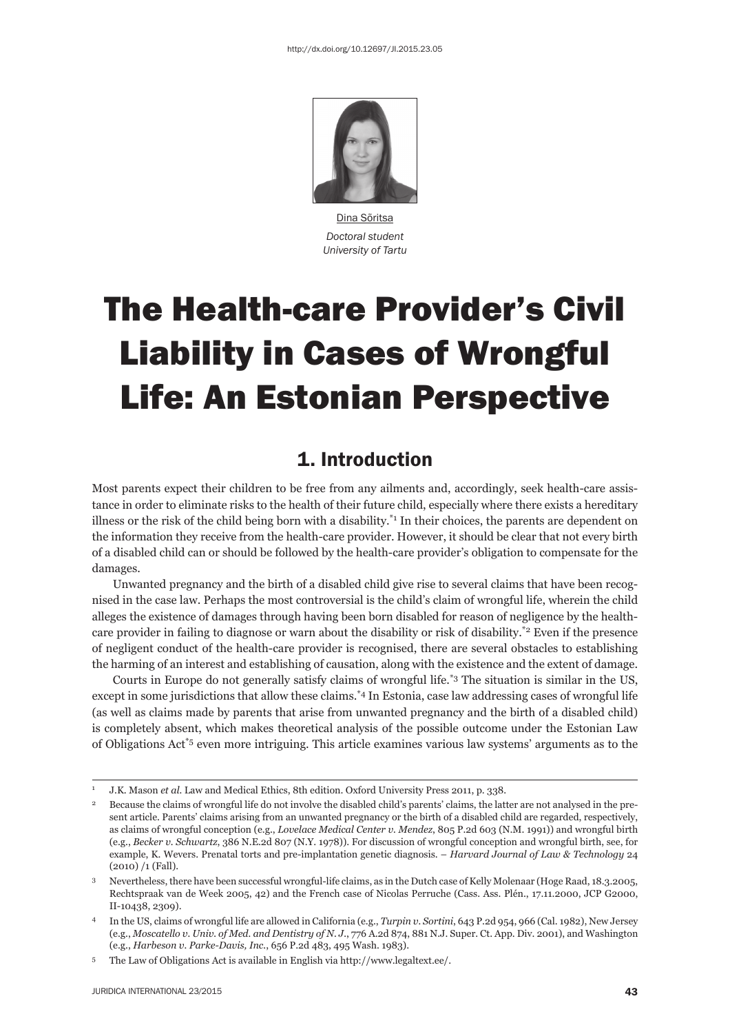http://dx.doi.org/10.12697/JI.2015.23.05

Dina Sõritsa
*Doctoral student*
*University of Tartu*

# The Health-care Provider's Civil Liability in Cases of Wrongful Life: An Estonian Perspective

## 1. Introduction

Most parents expect their children to be free from any ailments and, accordingly, seek health-care assistance in order to eliminate risks to the health of their future child, especially where there exists a hereditary illness or the risk of the child being born with a disability.[*1] In their choices, the parents are dependent on the information they receive from the health-care provider. However, it should be clear that not every birth of a disabled child can or should be followed by the health-care provider's obligation to compensate for the damages.

Unwanted pregnancy and the birth of a disabled child give rise to several claims that have been recognised in the case law. Perhaps the most controversial is the child's claim of wrongful life, wherein the child alleges the existence of damages through having been born disabled for reason of negligence by the health-care provider in failing to diagnose or warn about the disability or risk of disability.[*2] Even if the presence of negligent conduct of the health-care provider is recognised, there are several obstacles to establishing the harming of an interest and establishing of causation, along with the existence and the extent of damage.

Courts in Europe do not generally satisfy claims of wrongful life.[*3] The situation is similar in the US, except in some jurisdictions that allow these claims.[*4] In Estonia, case law addressing cases of wrongful life (as well as claims made by parents that arise from unwanted pregnancy and the birth of a disabled child) is completely absent, which makes theoretical analysis of the possible outcome under the Estonian Law of Obligations Act[*5] even more intriguing. This article examines various law systems' arguments as to the

---

1 J.K. Mason *et al.* Law and Medical Ethics, 8th edition. Oxford University Press 2011, p. 338.

2 Because the claims of wrongful life do not involve the disabled child's parents' claims, the latter are not analysed in the present article. Parents' claims arising from an unwanted pregnancy or the birth of a disabled child are regarded, respectively, as claims of wrongful conception (e.g., *Lovelace Medical Center v. Mendez*, 805 P.2d 603 (N.M. 1991)) and wrongful birth (e.g., *Becker v. Schwartz*, 386 N.E.2d 807 (N.Y. 1978)). For discussion of wrongful conception and wrongful birth, see, for example, K. Wevers. Prenatal torts and pre-implantation genetic diagnosis. – *Harvard Journal of Law & Technology* 24 (2010) /1 (Fall).

3 Nevertheless, there have been successful wrongful-life claims, as in the Dutch case of Kelly Molenaar (Hoge Raad, 18.3.2005, Rechtspraak van de Week 2005, 42) and the French case of Nicolas Perruche (Cass. Ass. Plén., 17.11.2000, JCP G2000, II-10438, 2309).

4 In the US, claims of wrongful life are allowed in California (e.g., *Turpin v. Sortini*, 643 P.2d 954, 966 (Cal. 1982), New Jersey (e.g., *Moscatello v. Univ. of Med. and Dentistry of N. J.*, 776 A.2d 874, 881 N.J. Super. Ct. App. Div. 2001), and Washington (e.g., *Harbeson v. Parke-Davis, Inc.*, 656 P.2d 483, 495 Wash. 1983).

5 The Law of Obligations Act is available in English via http://www.legaltext.ee/.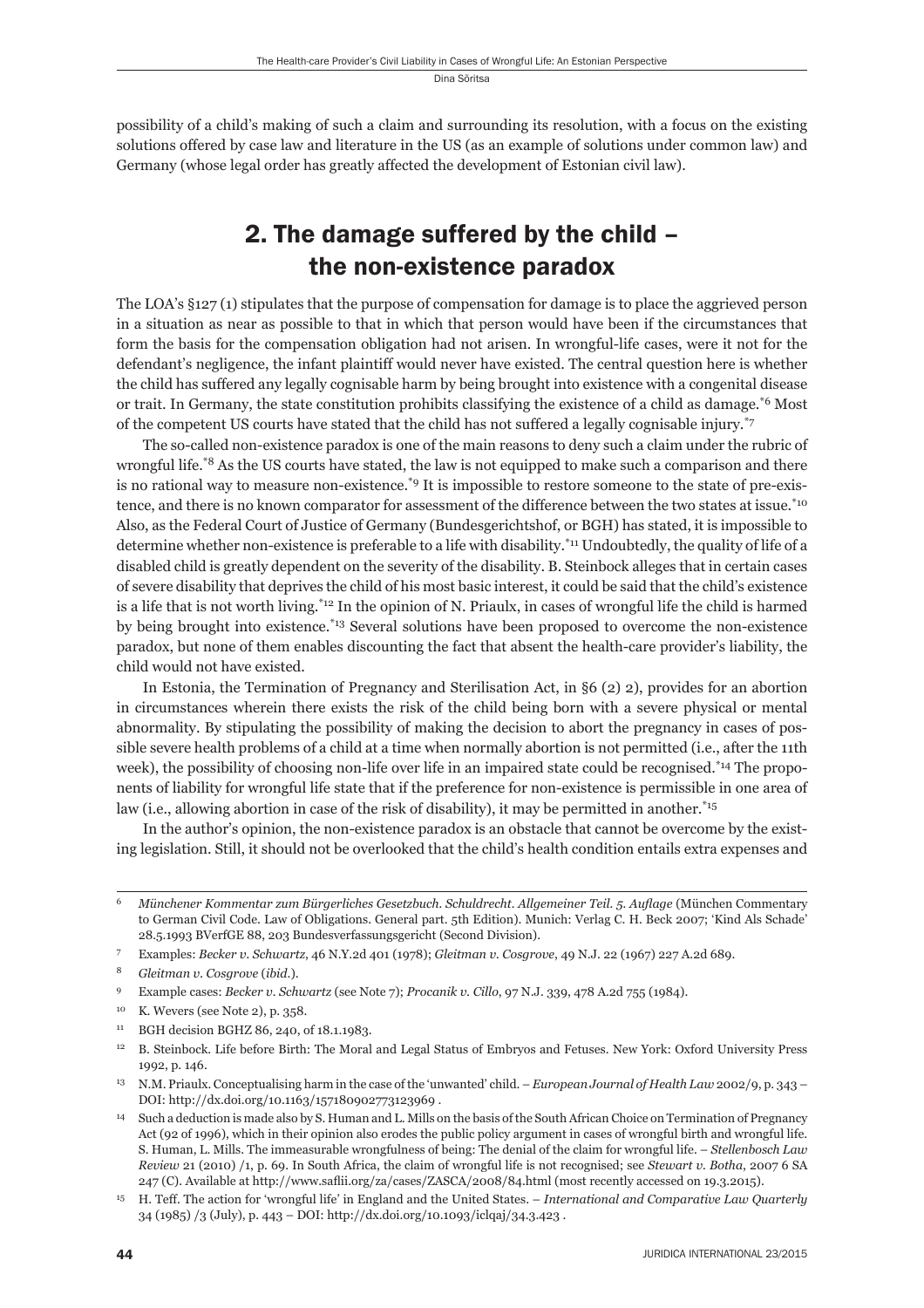possibility of a child's making of such a claim and surrounding its resolution, with a focus on the existing solutions offered by case law and literature in the US (as an example of solutions under common law) and Germany (whose legal order has greatly affected the development of Estonian civil law).

## 2. The damage suffered by the child – the non-existence paradox

The LOA's §127 (1) stipulates that the purpose of compensation for damage is to place the aggrieved person in a situation as near as possible to that in which that person would have been if the circumstances that form the basis for the compensation obligation had not arisen. In wrongful-life cases, were it not for the defendant's negligence, the infant plaintiff would never have existed. The central question here is whether the child has suffered any legally cognisable harm by being brought into existence with a congenital disease or trait. In Germany, the state constitution prohibits classifying the existence of a child as damage.[*6] Most of the competent US courts have stated that the child has not suffered a legally cognisable injury.[*7]

The so-called non-existence paradox is one of the main reasons to deny such a claim under the rubric of wrongful life.[*8] As the US courts have stated, the law is not equipped to make such a comparison and there is no rational way to measure non-existence.[*9] It is impossible to restore someone to the state of pre-existence, and there is no known comparator for assessment of the difference between the two states at issue.[*10] Also, as the Federal Court of Justice of Germany (Bundesgerichtshof, or BGH) has stated, it is impossible to determine whether non-existence is preferable to a life with disability.[*11] Undoubtedly, the quality of life of a disabled child is greatly dependent on the severity of the disability. B. Steinbock alleges that in certain cases of severe disability that deprives the child of his most basic interest, it could be said that the child's existence is a life that is not worth living.[*12] In the opinion of N. Priaulx, in cases of wrongful life the child is harmed by being brought into existence.[*13] Several solutions have been proposed to overcome the non-existence paradox, but none of them enables discounting the fact that absent the health-care provider's liability, the child would not have existed.

In Estonia, the Termination of Pregnancy and Sterilisation Act, in §6 (2) 2), provides for an abortion in circumstances wherein there exists the risk of the child being born with a severe physical or mental abnormality. By stipulating the possibility of making the decision to abort the pregnancy in cases of possible severe health problems of a child at a time when normally abortion is not permitted (i.e., after the 11th week), the possibility of choosing non-life over life in an impaired state could be recognised.[*14] The proponents of liability for wrongful life state that if the preference for non-existence is permissible in one area of law (i.e., allowing abortion in case of the risk of disability), it may be permitted in another.[*15]

In the author's opinion, the non-existence paradox is an obstacle that cannot be overcome by the existing legislation. Still, it should not be overlooked that the child's health condition entails extra expenses and

---

[6] *Münchener Kommentar zum Bürgerliches Gesetzbuch. Schuldrecht. Allgemeiner Teil. 5. Auflage* (München Commentary to German Civil Code. Law of Obligations. General part. 5th Edition). Munich: Verlag C. H. Beck 2007; 'Kind Als Schade' 28.5.1993 BVerfGE 88, 203 Bundesverfassungsgericht (Second Division).

[7] Examples: *Becker v. Schwartz*, 46 N.Y.2d 401 (1978); *Gleitman v. Cosgrove*, 49 N.J. 22 (1967) 227 A.2d 689.

[8] *Gleitman v. Cosgrove* (*ibid.*).

[9] Example cases: *Becker v. Schwartz* (see Note 7); *Procanik v. Cillo*, 97 N.J. 339, 478 A.2d 755 (1984).

[10] K. Wevers (see Note 2), p. 358.

[11] BGH decision BGHZ 86, 240, of 18.1.1983.

[12] B. Steinbock. Life before Birth: The Moral and Legal Status of Embryos and Fetuses. New York: Oxford University Press 1992, p. 146.

[13] N.M. Priaulx. Conceptualising harm in the case of the 'unwanted' child. – *European Journal of Health Law* 2002/9, p. 343 – DOI: http://dx.doi.org/10.1163/157180902773123969 .

[14] Such a deduction is made also by S. Human and L. Mills on the basis of the South African Choice on Termination of Pregnancy Act (92 of 1996), which in their opinion also erodes the public policy argument in cases of wrongful birth and wrongful life. S. Human, L. Mills. The immeasurable wrongfulness of being: The denial of the claim for wrongful life. – *Stellenbosch Law Review* 21 (2010) /1, p. 69. In South Africa, the claim of wrongful life is not recognised; see *Stewart v. Botha*, 2007 6 SA 247 (C). Available at http://www.saflii.org/za/cases/ZASCA/2008/84.html (most recently accessed on 19.3.2015).

[15] H. Teff. The action for 'wrongful life' in England and the United States. – *International and Comparative Law Quarterly* 34 (1985) /3 (July), p. 443 – DOI: http://dx.doi.org/10.1093/iclqaj/34.3.423 .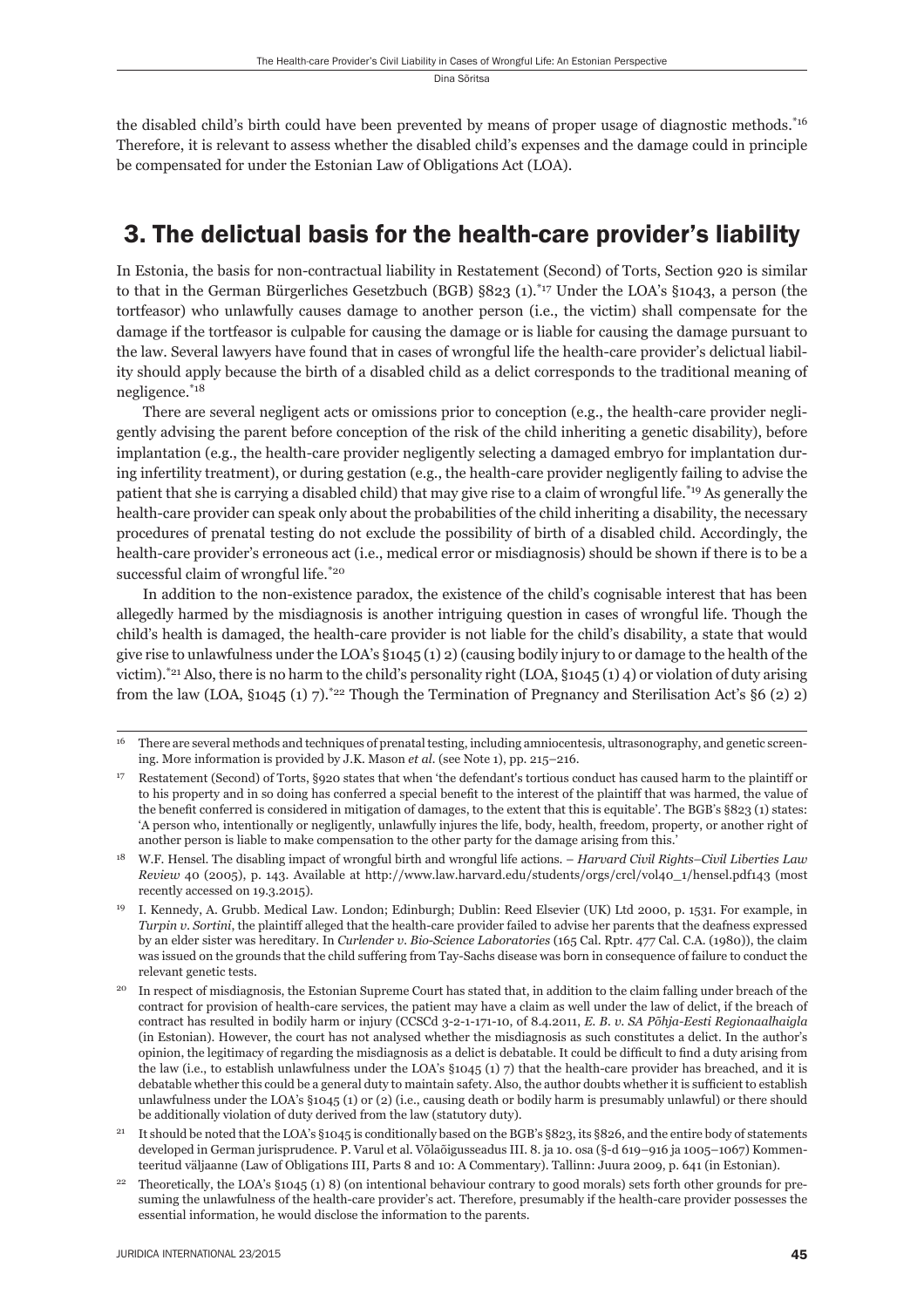the disabled child's birth could have been prevented by means of proper usage of diagnostic methods.[16] Therefore, it is relevant to assess whether the disabled child's expenses and the damage could in principle be compensated for under the Estonian Law of Obligations Act (LOA).

## 3. The delictual basis for the health-care provider's liability

In Estonia, the basis for non-contractual liability in Restatement (Second) of Torts, Section 920 is similar to that in the German Bürgerliches Gesetzbuch (BGB) §823 (1).[17] Under the LOA's §1043, a person (the tortfeasor) who unlawfully causes damage to another person (i.e., the victim) shall compensate for the damage if the tortfeasor is culpable for causing the damage or is liable for causing the damage pursuant to the law. Several lawyers have found that in cases of wrongful life the health-care provider's delictual liability should apply because the birth of a disabled child as a delict corresponds to the traditional meaning of negligence.[18]

There are several negligent acts or omissions prior to conception (e.g., the health-care provider negligently advising the parent before conception of the risk of the child inheriting a genetic disability), before implantation (e.g., the health-care provider negligently selecting a damaged embryo for implantation during infertility treatment), or during gestation (e.g., the health-care provider negligently failing to advise the patient that she is carrying a disabled child) that may give rise to a claim of wrongful life.[19] As generally the health-care provider can speak only about the probabilities of the child inheriting a disability, the necessary procedures of prenatal testing do not exclude the possibility of birth of a disabled child. Accordingly, the health-care provider's erroneous act (i.e., medical error or misdiagnosis) should be shown if there is to be a successful claim of wrongful life.[20]

In addition to the non-existence paradox, the existence of the child's cognisable interest that has been allegedly harmed by the misdiagnosis is another intriguing question in cases of wrongful life. Though the child's health is damaged, the health-care provider is not liable for the child's disability, a state that would give rise to unlawfulness under the LOA's §1045 (1) 2) (causing bodily injury to or damage to the health of the victim).[21] Also, there is no harm to the child's personality right (LOA, §1045 (1) 4) or violation of duty arising from the law (LOA, §1045 (1) 7).[22] Though the Termination of Pregnancy and Sterilisation Act's §6 (2) 2)

---

[16] There are several methods and techniques of prenatal testing, including amniocentesis, ultrasonography, and genetic screening. More information is provided by J.K. Mason *et al.* (see Note 1), pp. 215–216.

[17] Restatement (Second) of Torts, §920 states that when 'the defendant's tortious conduct has caused harm to the plaintiff or to his property and in so doing has conferred a special benefit to the interest of the plaintiff that was harmed, the value of the benefit conferred is considered in mitigation of damages, to the extent that this is equitable'. The BGB's §823 (1) states: 'A person who, intentionally or negligently, unlawfully injures the life, body, health, freedom, property, or another right of another person is liable to make compensation to the other party for the damage arising from this.'

[18] W.F. Hensel. The disabling impact of wrongful birth and wrongful life actions. – *Harvard Civil Rights–Civil Liberties Law Review* 40 (2005), p. 143. Available at http://www.law.harvard.edu/students/orgs/crcl/vol40_1/hensel.pdf143 (most recently accessed on 19.3.2015).

[19] I. Kennedy, A. Grubb. Medical Law. London; Edinburgh; Dublin: Reed Elsevier (UK) Ltd 2000, p. 1531. For example, in *Turpin v. Sortini*, the plaintiff alleged that the health-care provider failed to advise her parents that the deafness expressed by an elder sister was hereditary. In *Curlender v. Bio-Science Laboratories* (165 Cal. Rptr. 477 Cal. C.A. (1980)), the claim was issued on the grounds that the child suffering from Tay-Sachs disease was born in consequence of failure to conduct the relevant genetic tests.

[20] In respect of misdiagnosis, the Estonian Supreme Court has stated that, in addition to the claim falling under breach of the contract for provision of health-care services, the patient may have a claim as well under the law of delict, if the breach of contract has resulted in bodily harm or injury (CCSCd 3-2-1-171-10, of 8.4.2011, *E. B. v. SA Põhja-Eesti Regionaalhaigla* (in Estonian). However, the court has not analysed whether the misdiagnosis as such constitutes a delict. In the author's opinion, the legitimacy of regarding the misdiagnosis as a delict is debatable. It could be difficult to find a duty arising from the law (i.e., to establish unlawfulness under the LOA's §1045 (1) 7) that the health-care provider has breached, and it is debatable whether this could be a general duty to maintain safety. Also, the author doubts whether it is sufficient to establish unlawfulness under the LOA's §1045 (1) or (2) (i.e., causing death or bodily harm is presumably unlawful) or there should be additionally violation of duty derived from the law (statutory duty).

[21] It should be noted that the LOA's §1045 is conditionally based on the BGB's §823, its §826, and the entire body of statements developed in German jurisprudence. P. Varul et al. Võlaõigusseadus III. 8. ja 10. osa (§-d 619–916 ja 1005–1067) Kommenteeritud väljaanne (Law of Obligations III, Parts 8 and 10: A Commentary). Tallinn: Juura 2009, p. 641 (in Estonian).

[22] Theoretically, the LOA's §1045 (1) 8) (on intentional behaviour contrary to good morals) sets forth other grounds for presuming the unlawfulness of the health-care provider's act. Therefore, presumably if the health-care provider possesses the essential information, he would disclose the information to the parents.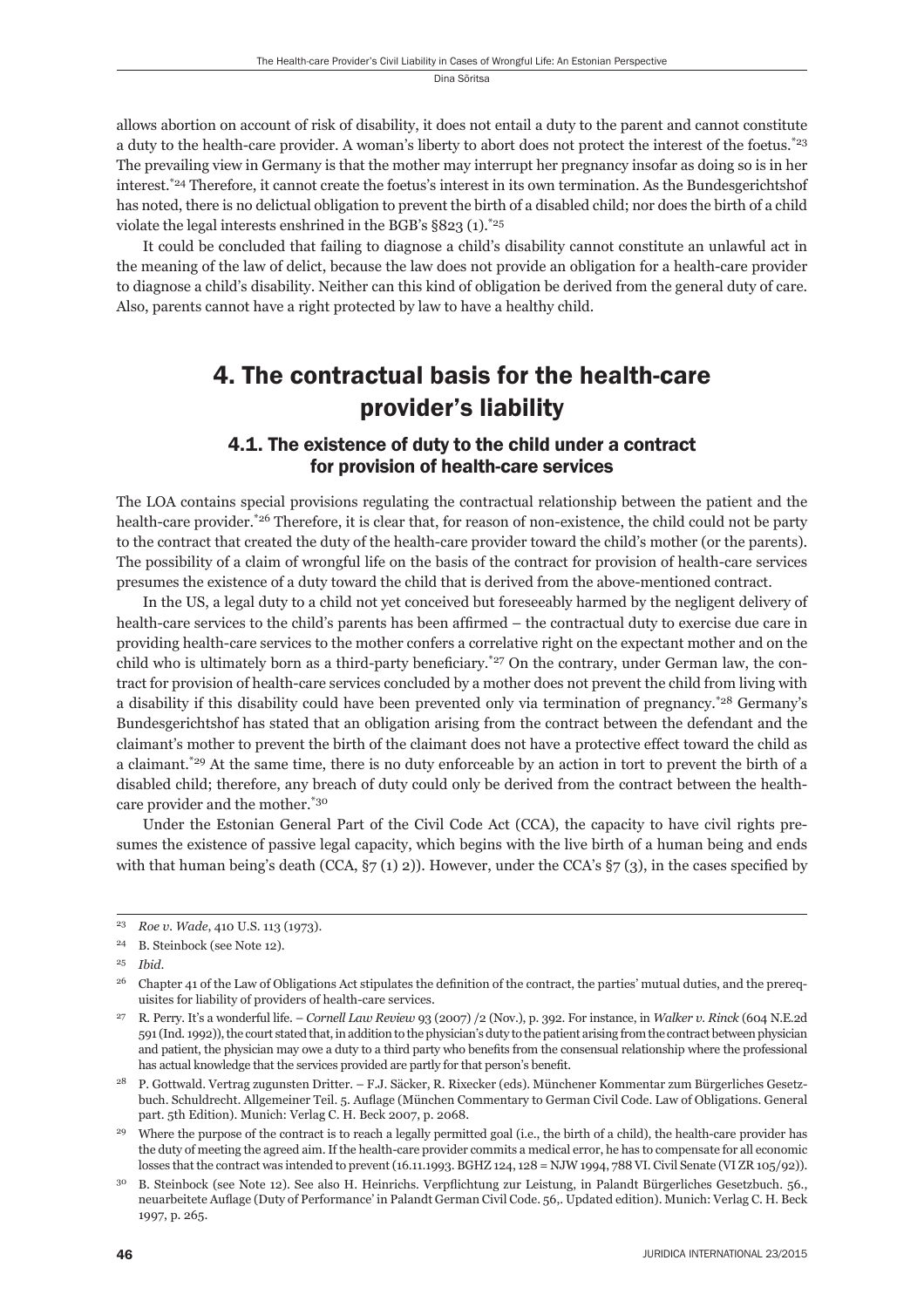allows abortion on account of risk of disability, it does not entail a duty to the parent and cannot constitute a duty to the health-care provider. A woman's liberty to abort does not protect the interest of the foetus.[23] The prevailing view in Germany is that the mother may interrupt her pregnancy insofar as doing so is in her interest.[24] Therefore, it cannot create the foetus's interest in its own termination. As the Bundesgerichtshof has noted, there is no delictual obligation to prevent the birth of a disabled child; nor does the birth of a child violate the legal interests enshrined in the BGB's §823 (1).[25]

It could be concluded that failing to diagnose a child's disability cannot constitute an unlawful act in the meaning of the law of delict, because the law does not provide an obligation for a health-care provider to diagnose a child's disability. Neither can this kind of obligation be derived from the general duty of care. Also, parents cannot have a right protected by law to have a healthy child.

## 4. The contractual basis for the health-care provider's liability

### 4.1. The existence of duty to the child under a contract for provision of health-care services

The LOA contains special provisions regulating the contractual relationship between the patient and the health-care provider.[26] Therefore, it is clear that, for reason of non-existence, the child could not be party to the contract that created the duty of the health-care provider toward the child's mother (or the parents). The possibility of a claim of wrongful life on the basis of the contract for provision of health-care services presumes the existence of a duty toward the child that is derived from the above-mentioned contract.

In the US, a legal duty to a child not yet conceived but foreseeably harmed by the negligent delivery of health-care services to the child's parents has been affirmed – the contractual duty to exercise due care in providing health-care services to the mother confers a correlative right on the expectant mother and on the child who is ultimately born as a third-party beneficiary.[27] On the contrary, under German law, the contract for provision of health-care services concluded by a mother does not prevent the child from living with a disability if this disability could have been prevented only via termination of pregnancy.[28] Germany's Bundesgerichtshof has stated that an obligation arising from the contract between the defendant and the claimant's mother to prevent the birth of the claimant does not have a protective effect toward the child as a claimant.[29] At the same time, there is no duty enforceable by an action in tort to prevent the birth of a disabled child; therefore, any breach of duty could only be derived from the contract between the health-care provider and the mother.[30]

Under the Estonian General Part of the Civil Code Act (CCA), the capacity to have civil rights presumes the existence of passive legal capacity, which begins with the live birth of a human being and ends with that human being's death (CCA, §7 (1) 2)). However, under the CCA's §7 (3), in the cases specified by

---

23 *Roe v. Wade*, 410 U.S. 113 (1973).

24 B. Steinbock (see Note 12).

25 *Ibid.*

26 Chapter 41 of the Law of Obligations Act stipulates the definition of the contract, the parties' mutual duties, and the prerequisites for liability of providers of health-care services.

27 R. Perry. It's a wonderful life. – *Cornell Law Review* 93 (2007) /2 (Nov.), p. 392. For instance, in *Walker v. Rinck* (604 N.E.2d 591 (Ind. 1992)), the court stated that, in addition to the physician's duty to the patient arising from the contract between physician and patient, the physician may owe a duty to a third party who benefits from the consensual relationship where the professional has actual knowledge that the services provided are partly for that person's benefit.

28 P. Gottwald. Vertrag zugunsten Dritter. – F.J. Säcker, R. Rixecker (eds). Münchener Kommentar zum Bürgerliches Gesetzbuch. Schuldrecht. Allgemeiner Teil. 5. Auflage (Munich Commentary to German Civil Code. Law of Obligations. General part. 5th Edition). Munich: Verlag C. H. Beck 2007, p. 2068.

29 Where the purpose of the contract is to reach a legally permitted goal (i.e., the birth of a child), the health-care provider has the duty of meeting the agreed aim. If the health-care provider commits a medical error, he has to compensate for all economic losses that the contract was intended to prevent (16.11.1993. BGHZ 124, 128 = NJW 1994, 788 VI. Civil Senate (VI ZR 105/92)).

30 B. Steinbock (see Note 12). See also H. Heinrichs. Verpflichtung zur Leistung, in Palandt Bürgerliches Gesetzbuch. 56., neuarbeitete Auflage (Duty of Performance' in Palandt German Civil Code. 56,. Updated edition). Munich: Verlag C. H. Beck 1997, p. 265.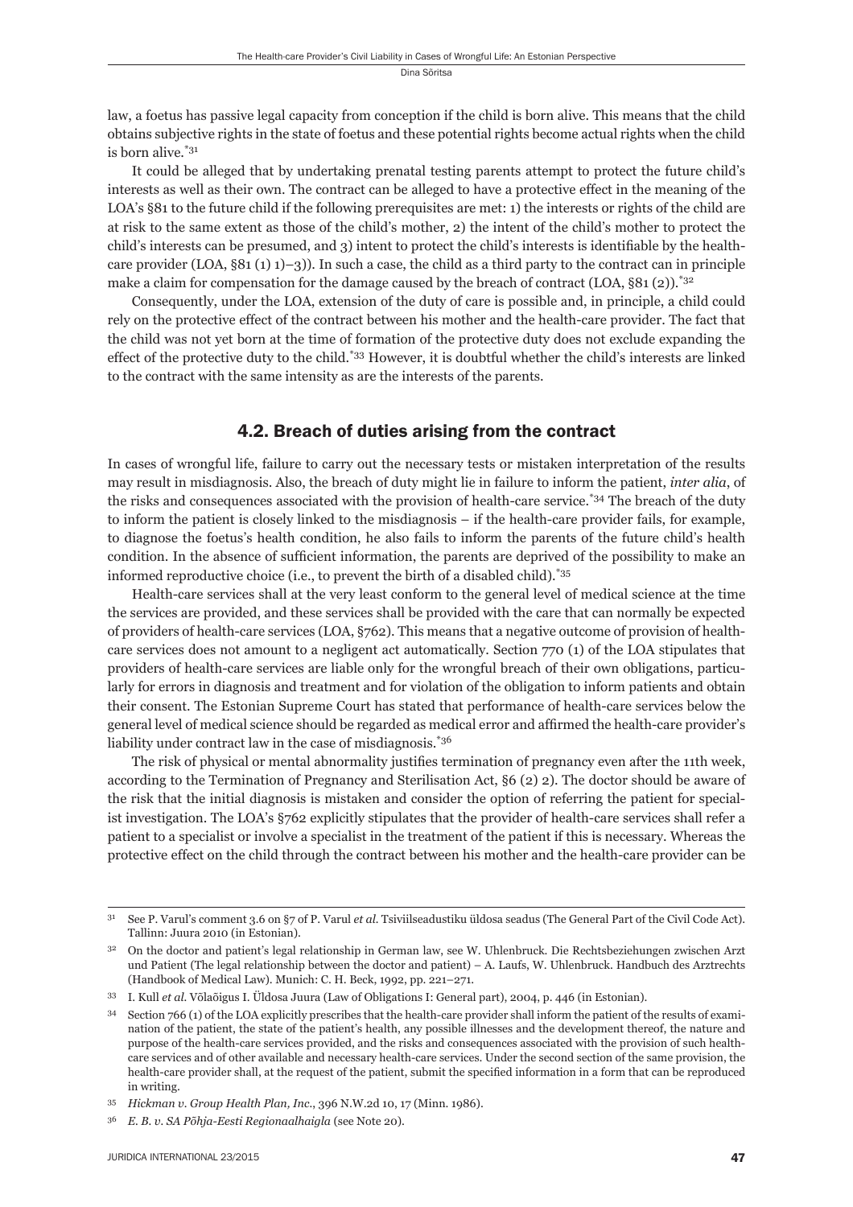law, a foetus has passive legal capacity from conception if the child is born alive. This means that the child obtains subjective rights in the state of foetus and these potential rights become actual rights when the child is born alive.[31]

It could be alleged that by undertaking prenatal testing parents attempt to protect the future child's interests as well as their own. The contract can be alleged to have a protective effect in the meaning of the LOA's §81 to the future child if the following prerequisites are met: 1) the interests or rights of the child are at risk to the same extent as those of the child's mother, 2) the intent of the child's mother to protect the child's interests can be presumed, and 3) intent to protect the child's interests is identifiable by the health-care provider (LOA, §81 (1) 1)–3)). In such a case, the child as a third party to the contract can in principle make a claim for compensation for the damage caused by the breach of contract (LOA, §81 (2)).[32]

Consequently, under the LOA, extension of the duty of care is possible and, in principle, a child could rely on the protective effect of the contract between his mother and the health-care provider. The fact that the child was not yet born at the time of formation of the protective duty does not exclude expanding the effect of the protective duty to the child.[33] However, it is doubtful whether the child's interests are linked to the contract with the same intensity as are the interests of the parents.

## 4.2. Breach of duties arising from the contract

In cases of wrongful life, failure to carry out the necessary tests or mistaken interpretation of the results may result in misdiagnosis. Also, the breach of duty might lie in failure to inform the patient, *inter alia*, of the risks and consequences associated with the provision of health-care service.[34] The breach of the duty to inform the patient is closely linked to the misdiagnosis – if the health-care provider fails, for example, to diagnose the foetus's health condition, he also fails to inform the parents of the future child's health condition. In the absence of sufficient information, the parents are deprived of the possibility to make an informed reproductive choice (i.e., to prevent the birth of a disabled child).[35]

Health-care services shall at the very least conform to the general level of medical science at the time the services are provided, and these services shall be provided with the care that can normally be expected of providers of health-care services (LOA, §762). This means that a negative outcome of provision of health-care services does not amount to a negligent act automatically. Section 770 (1) of the LOA stipulates that providers of health-care services are liable only for the wrongful breach of their own obligations, particularly for errors in diagnosis and treatment and for violation of the obligation to inform patients and obtain their consent. The Estonian Supreme Court has stated that performance of health-care services below the general level of medical science should be regarded as medical error and affirmed the health-care provider's liability under contract law in the case of misdiagnosis.[36]

The risk of physical or mental abnormality justifies termination of pregnancy even after the 11th week, according to the Termination of Pregnancy and Sterilisation Act, §6 (2) 2). The doctor should be aware of the risk that the initial diagnosis is mistaken and consider the option of referring the patient for specialist investigation. The LOA's §762 explicitly stipulates that the provider of health-care services shall refer a patient to a specialist or involve a specialist in the treatment of the patient if this is necessary. Whereas the protective effect on the child through the contract between his mother and the health-care provider can be

---

31 See P. Varul's comment 3.6 on §7 of P. Varul *et al.* Tsiviilseadustiku üldosa seadus (The General Part of the Civil Code Act). Tallinn: Juura 2010 (in Estonian).

32 On the doctor and patient's legal relationship in German law, see W. Uhlenbruck. Die Rechtsbeziehungen zwischen Arzt und Patient (The legal relationship between the doctor and patient) – A. Laufs, W. Uhlenbruck. Handbuch des Arztrechts (Handbook of Medical Law). Munich: C. H. Beck, 1992, pp. 221–271.

33 I. Kull *et al.* Võlaõigus I. Üldosa Juura (Law of Obligations I: General part), 2004, p. 446 (in Estonian).

34 Section 766 (1) of the LOA explicitly prescribes that the health-care provider shall inform the patient of the results of examination of the patient, the state of the patient's health, any possible illnesses and the development thereof, the nature and purpose of the health-care services provided, and the risks and consequences associated with the provision of such health-care services and of other available and necessary health-care services. Under the second section of the same provision, the health-care provider shall, at the request of the patient, submit the specified information in a form that can be reproduced in writing.

35 *Hickman v. Group Health Plan, Inc.*, 396 N.W.2d 10, 17 (Minn. 1986).

36 *E. B. v. SA Põhja-Eesti Regionaalhaigla* (see Note 20).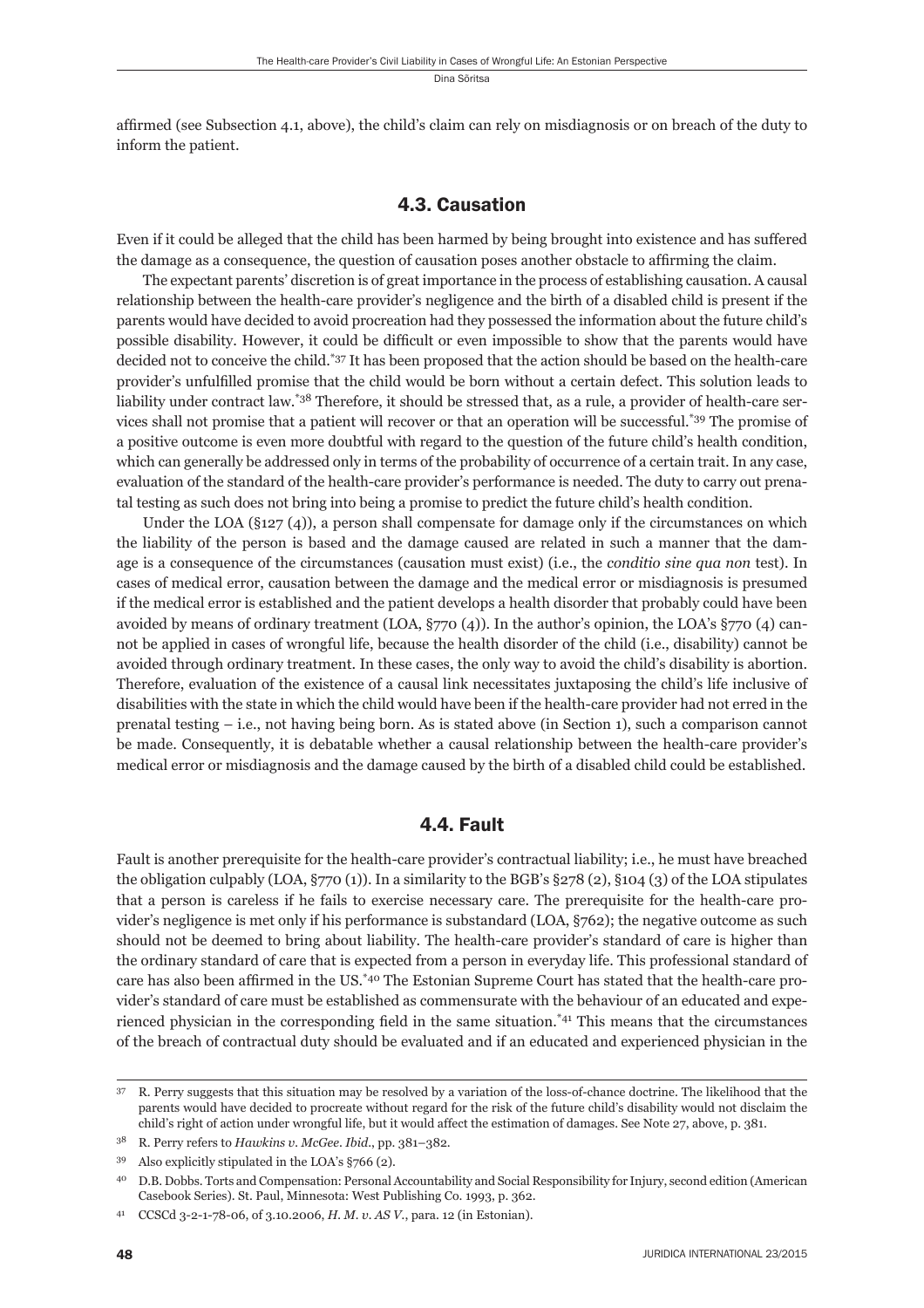affirmed (see Subsection 4.1, above), the child's claim can rely on misdiagnosis or on breach of the duty to inform the patient.

## 4.3. Causation

Even if it could be alleged that the child has been harmed by being brought into existence and has suffered the damage as a consequence, the question of causation poses another obstacle to affirming the claim.

The expectant parents' discretion is of great importance in the process of establishing causation. A causal relationship between the health-care provider's negligence and the birth of a disabled child is present if the parents would have decided to avoid procreation had they possessed the information about the future child's possible disability. However, it could be difficult or even impossible to show that the parents would have decided not to conceive the child.[37] It has been proposed that the action should be based on the health-care provider's unfulfilled promise that the child would be born without a certain defect. This solution leads to liability under contract law.[38] Therefore, it should be stressed that, as a rule, a provider of health-care services shall not promise that a patient will recover or that an operation will be successful.[39] The promise of a positive outcome is even more doubtful with regard to the question of the future child's health condition, which can generally be addressed only in terms of the probability of occurrence of a certain trait. In any case, evaluation of the standard of the health-care provider's performance is needed. The duty to carry out prenatal testing as such does not bring into being a promise to predict the future child's health condition.

Under the LOA (§127 (4)), a person shall compensate for damage only if the circumstances on which the liability of the person is based and the damage caused are related in such a manner that the damage is a consequence of the circumstances (causation must exist) (i.e., the *conditio sine qua non* test). In cases of medical error, causation between the damage and the medical error or misdiagnosis is presumed if the medical error is established and the patient develops a health disorder that probably could have been avoided by means of ordinary treatment (LOA, §770 (4)). In the author's opinion, the LOA's §770 (4) cannot be applied in cases of wrongful life, because the health disorder of the child (i.e., disability) cannot be avoided through ordinary treatment. In these cases, the only way to avoid the child's disability is abortion. Therefore, evaluation of the existence of a causal link necessitates juxtaposing the child's life inclusive of disabilities with the state in which the child would have been if the health-care provider had not erred in the prenatal testing – i.e., not having being born. As is stated above (in Section 1), such a comparison cannot be made. Consequently, it is debatable whether a causal relationship between the health-care provider's medical error or misdiagnosis and the damage caused by the birth of a disabled child could be established.

## 4.4. Fault

Fault is another prerequisite for the health-care provider's contractual liability; i.e., he must have breached the obligation culpably (LOA, §770 (1)). In a similarity to the BGB's §278 (2), §104 (3) of the LOA stipulates that a person is careless if he fails to exercise necessary care. The prerequisite for the health-care provider's negligence is met only if his performance is substandard (LOA, §762); the negative outcome as such should not be deemed to bring about liability. The health-care provider's standard of care is higher than the ordinary standard of care that is expected from a person in everyday life. This professional standard of care has also been affirmed in the US.[40] The Estonian Supreme Court has stated that the health-care provider's standard of care must be established as commensurate with the behaviour of an educated and experienced physician in the corresponding field in the same situation.[41] This means that the circumstances of the breach of contractual duty should be evaluated and if an educated and experienced physician in the

---

[37] R. Perry suggests that this situation may be resolved by a variation of the loss-of-chance doctrine. The likelihood that the parents would have decided to procreate without regard for the risk of the future child's disability would not disclaim the child's right of action under wrongful life, but it would affect the estimation of damages. See Note 27, above, p. 381.

[38] R. Perry refers to *Hawkins v. McGee*. *Ibid.*, pp. 381–382.

[39] Also explicitly stipulated in the LOA's §766 (2).

[40] D.B. Dobbs. Torts and Compensation: Personal Accountability and Social Responsibility for Injury, second edition (American Casebook Series). St. Paul, Minnesota: West Publishing Co. 1993, p. 362.

[41] CCSCd 3-2-1-78-06, of 3.10.2006, *H. M. v. AS V.*, para. 12 (in Estonian).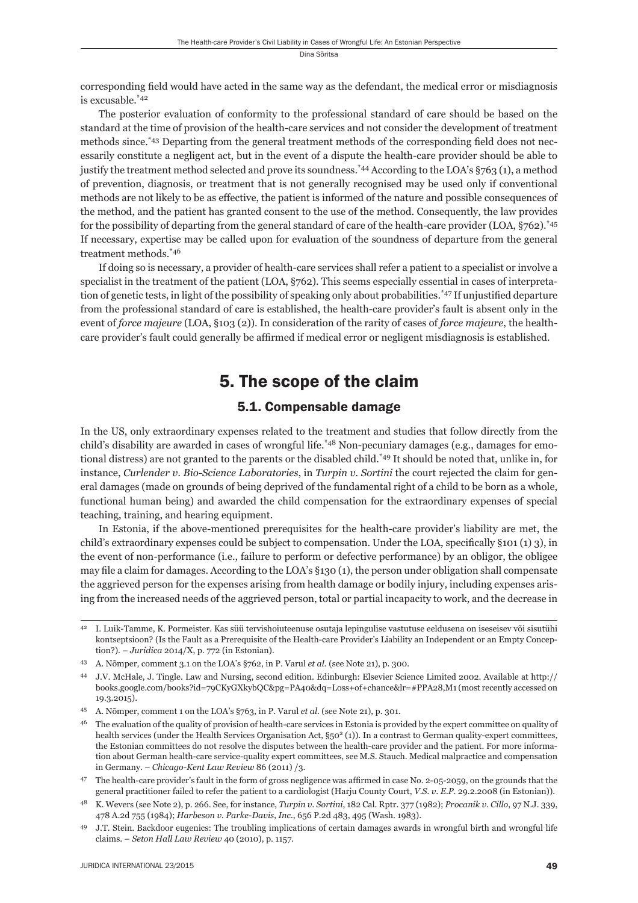corresponding field would have acted in the same way as the defendant, the medical error or misdiagnosis is excusable.[42]

The posterior evaluation of conformity to the professional standard of care should be based on the standard at the time of provision of the health-care services and not consider the development of treatment methods since.[43] Departing from the general treatment methods of the corresponding field does not necessarily constitute a negligent act, but in the event of a dispute the health-care provider should be able to justify the treatment method selected and prove its soundness.[44] According to the LOA's §763 (1), a method of prevention, diagnosis, or treatment that is not generally recognised may be used only if conventional methods are not likely to be as effective, the patient is informed of the nature and possible consequences of the method, and the patient has granted consent to the use of the method. Consequently, the law provides for the possibility of departing from the general standard of care of the health-care provider (LOA, §762).[45] If necessary, expertise may be called upon for evaluation of the soundness of departure from the general treatment methods.[46]

If doing so is necessary, a provider of health-care services shall refer a patient to a specialist or involve a specialist in the treatment of the patient (LOA, §762). This seems especially essential in cases of interpretation of genetic tests, in light of the possibility of speaking only about probabilities.[47] If unjustified departure from the professional standard of care is established, the health-care provider's fault is absent only in the event of *force majeure* (LOA, §103 (2)). In consideration of the rarity of cases of *force majeure*, the health-care provider's fault could generally be affirmed if medical error or negligent misdiagnosis is established.

## 5. The scope of the claim

### 5.1. Compensable damage

In the US, only extraordinary expenses related to the treatment and studies that follow directly from the child's disability are awarded in cases of wrongful life.[48] Non-pecuniary damages (e.g., damages for emotional distress) are not granted to the parents or the disabled child.[49] It should be noted that, unlike in, for instance, *Curlender v. Bio-Science Laboratories*, in *Turpin v. Sortini* the court rejected the claim for general damages (made on grounds of being deprived of the fundamental right of a child to be born as a whole, functional human being) and awarded the child compensation for the extraordinary expenses of special teaching, training, and hearing equipment.

In Estonia, if the above-mentioned prerequisites for the health-care provider's liability are met, the child's extraordinary expenses could be subject to compensation. Under the LOA, specifically §101 (1) 3), in the event of non-performance (i.e., failure to perform or defective performance) by an obligor, the obligee may file a claim for damages. According to the LOA's §130 (1), the person under obligation shall compensate the aggrieved person for the expenses arising from health damage or bodily injury, including expenses arising from the increased needs of the aggrieved person, total or partial incapacity to work, and the decrease in

---

42 I. Luik-Tamme, K. Pormeister. Kas süü tervishoiuteenuse osutaja lepingulise vastutuse eeldusena on iseseisev või sisutühi kontseptsioon? (Is the Fault as a Prerequisite of the Health-care Provider's Liability an Independent or an Empty Conception?). – *Juridica* 2014/X, p. 772 (in Estonian).

43 A. Nõmper, comment 3.1 on the LOA's §762, in P. Varul *et al.* (see Note 21), p. 300.

44 J.V. McHale, J. Tingle. Law and Nursing, second edition. Edinburgh: Elsevier Science Limited 2002. Available at http://books.google.com/books?id=79CKyGXkybQC&pg=PA40&dq=Loss+of+chance&lr=#PPA28,M1 (most recently accessed on 19.3.2015).

45 A. Nõmper, comment 1 on the LOA's §763, in P. Varul *et al.* (see Note 21), p. 301.

46 The evaluation of the quality of provision of health-care services in Estonia is provided by the expert committee on quality of health services (under the Health Services Organisation Act, §50[2] (1)). In a contrast to German quality-expert committees, the Estonian committees do not resolve the disputes between the health-care provider and the patient. For more information about German health-care service-quality expert committees, see M.S. Stauch. Medical malpractice and compensation in Germany. – *Chicago-Kent Law Review* 86 (2011) /3.

47 The health-care provider's fault in the form of gross negligence was affirmed in case No. 2-05-2059, on the grounds that the general practitioner failed to refer the patient to a cardiologist (Harju County Court, *V.S. v. E.P.* 29.2.2008 (in Estonian)).

48 K. Wevers (see Note 2), p. 266. See, for instance, *Turpin v. Sortini*, 182 Cal. Rptr. 377 (1982); *Procanik v. Cillo*, 97 N.J. 339, 478 A.2d 755 (1984); *Harbeson v. Parke-Davis, Inc.*, 656 P.2d 483, 495 (Wash. 1983).

49 J.T. Stein. Backdoor eugenics: The troubling implications of certain damages awards in wrongful birth and wrongful life claims. – *Seton Hall Law Review* 40 (2010), p. 1157.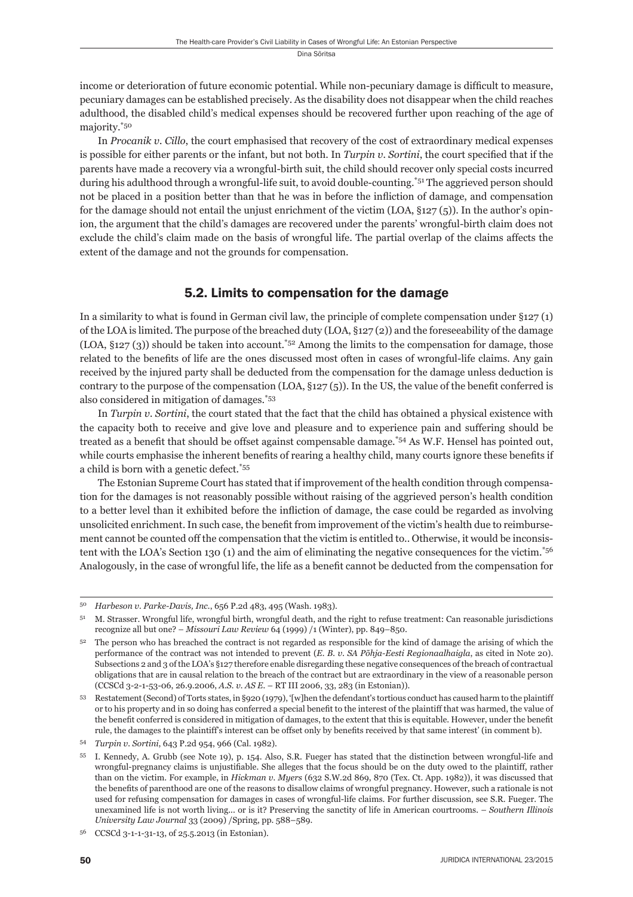income or deterioration of future economic potential. While non-pecuniary damage is difficult to measure, pecuniary damages can be established precisely. As the disability does not disappear when the child reaches adulthood, the disabled child's medical expenses should be recovered further upon reaching of the age of majority.[50]

In *Procanik v. Cillo*, the court emphasised that recovery of the cost of extraordinary medical expenses is possible for either parents or the infant, but not both. In *Turpin v. Sortini*, the court specified that if the parents have made a recovery via a wrongful-birth suit, the child should recover only special costs incurred during his adulthood through a wrongful-life suit, to avoid double-counting.[51] The aggrieved person should not be placed in a position better than that he was in before the infliction of damage, and compensation for the damage should not entail the unjust enrichment of the victim (LOA, §127 (5)). In the author's opinion, the argument that the child's damages are recovered under the parents' wrongful-birth claim does not exclude the child's claim made on the basis of wrongful life. The partial overlap of the claims affects the extent of the damage and not the grounds for compensation.

## 5.2. Limits to compensation for the damage

In a similarity to what is found in German civil law, the principle of complete compensation under §127 (1) of the LOA is limited. The purpose of the breached duty (LOA, §127 (2)) and the foreseeability of the damage (LOA, §127 (3)) should be taken into account.[52] Among the limits to the compensation for damage, those related to the benefits of life are the ones discussed most often in cases of wrongful-life claims. Any gain received by the injured party shall be deducted from the compensation for the damage unless deduction is contrary to the purpose of the compensation (LOA, §127 (5)). In the US, the value of the benefit conferred is also considered in mitigation of damages.[53]

In *Turpin v. Sortini*, the court stated that the fact that the child has obtained a physical existence with the capacity both to receive and give love and pleasure and to experience pain and suffering should be treated as a benefit that should be offset against compensable damage.[54] As W.F. Hensel has pointed out, while courts emphasise the inherent benefits of rearing a healthy child, many courts ignore these benefits if a child is born with a genetic defect.[55]

The Estonian Supreme Court has stated that if improvement of the health condition through compensation for the damages is not reasonably possible without raising of the aggrieved person's health condition to a better level than it exhibited before the infliction of damage, the case could be regarded as involving unsolicited enrichment. In such case, the benefit from improvement of the victim's health due to reimbursement cannot be counted off the compensation that the victim is entitled to.. Otherwise, it would be inconsistent with the LOA's Section 130 (1) and the aim of eliminating the negative consequences for the victim.[56] Analogously, in the case of wrongful life, the life as a benefit cannot be deducted from the compensation for

---

[50] *Harbeson v. Parke-Davis, Inc.*, 656 P.2d 483, 495 (Wash. 1983).

[51] M. Strasser. Wrongful life, wrongful birth, wrongful death, and the right to refuse treatment: Can reasonable jurisdictions recognize all but one? – *Missouri Law Review* 64 (1999) /1 (Winter), pp. 849–850.

[52] The person who has breached the contract is not regarded as responsible for the kind of damage the arising of which the performance of the contract was not intended to prevent (*E. B. v. SA Põhja-Eesti Regionaalhaigla*, as cited in Note 20). Subsections 2 and 3 of the LOA's §127 therefore enable disregarding these negative consequences of the breach of contractual obligations that are in causal relation to the breach of the contract but are extraordinary in the view of a reasonable person (CCSCd 3-2-1-53-06, 26.9.2006, *A.S. v. AS E.* – RT III 2006, 33, 283 (in Estonian)).

[53] Restatement (Second) of Torts states, in §920 (1979), '[w]hen the defendant's tortious conduct has caused harm to the plaintiff or to his property and in so doing has conferred a special benefit to the interest of the plaintiff that was harmed, the value of the benefit conferred is considered in mitigation of damages, to the extent that this is equitable. However, under the benefit rule, the damages to the plaintiff's interest can be offset only by benefits received by that same interest' (in comment b).

[54] *Turpin v. Sortini*, 643 P.2d 954, 966 (Cal. 1982).

[55] I. Kennedy, A. Grubb (see Note 19), p. 154. Also, S.R. Fueger has stated that the distinction between wrongful-life and wrongful-pregnancy claims is unjustifiable. She alleges that the focus should be on the duty owed to the plaintiff, rather than on the victim. For example, in *Hickman v. Myers* (632 S.W.2d 869, 870 (Tex. Ct. App. 1982)), it was discussed that the benefits of parenthood are one of the reasons to disallow claims of wrongful pregnancy. However, such a rationale is not used for refusing compensation for damages in cases of wrongful-life claims. For further discussion, see S.R. Fueger. The unexamined life is not worth living... or is it? Preserving the sanctity of life in American courtrooms. – *Southern Illinois University Law Journal* 33 (2009) /Spring, pp. 588–589.

[56] CCSCd 3-1-1-31-13, of 25.5.2013 (in Estonian).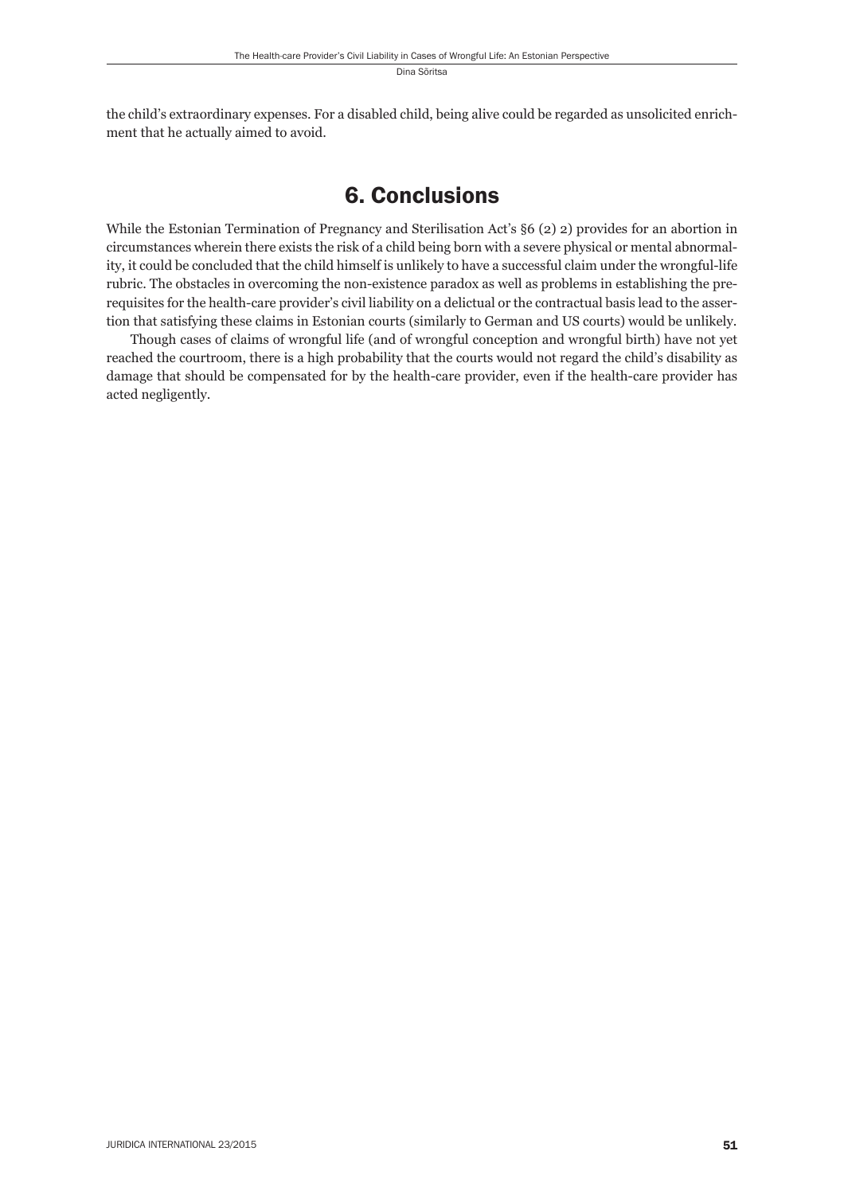the child's extraordinary expenses. For a disabled child, being alive could be regarded as unsolicited enrichment that he actually aimed to avoid.

## 6. Conclusions

While the Estonian Termination of Pregnancy and Sterilisation Act's §6 (2) 2) provides for an abortion in circumstances wherein there exists the risk of a child being born with a severe physical or mental abnormality, it could be concluded that the child himself is unlikely to have a successful claim under the wrongful-life rubric. The obstacles in overcoming the non-existence paradox as well as problems in establishing the prerequisites for the health-care provider's civil liability on a delictual or the contractual basis lead to the assertion that satisfying these claims in Estonian courts (similarly to German and US courts) would be unlikely.

Though cases of claims of wrongful life (and of wrongful conception and wrongful birth) have not yet reached the courtroom, there is a high probability that the courts would not regard the child's disability as damage that should be compensated for by the health-care provider, even if the health-care provider has acted negligently.